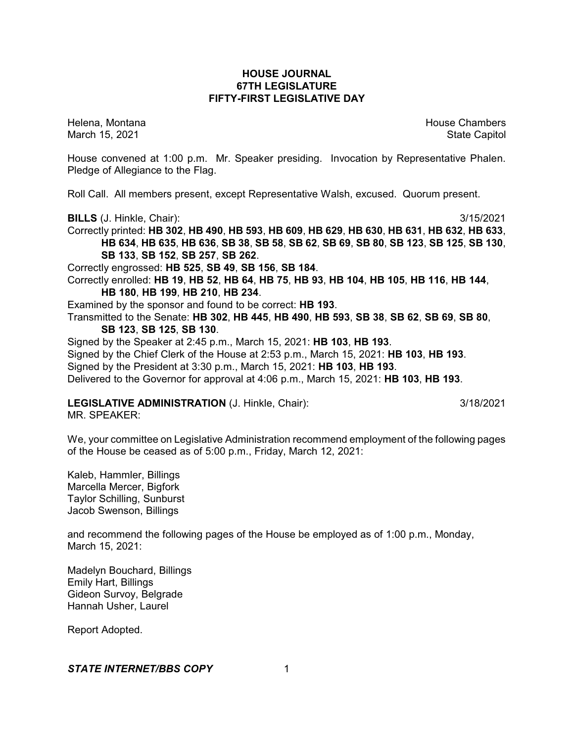# HOUSE JOURNAL
## 67TH LEGISLATURE
## FIFTY-FIRST LEGISLATIVE DAY

Helena, Montana House Chambers
March 15, 2021 State Capitol

House convened at 1:00 p.m. Mr. Speaker presiding. Invocation by Representative Phalen. Pledge of Allegiance to the Flag.

Roll Call. All members present, except Representative Walsh, excused. Quorum present.

**BILLS** (J. Hinkle, Chair): 3/15/2021

Correctly printed: **HB 302**, **HB 490**, **HB 593**, **HB 609**, **HB 629**, **HB 630**, **HB 631**, **HB 632**, **HB 633**, **HB 634**, **HB 635**, **HB 636**, **SB 38**, **SB 58**, **SB 62**, **SB 69**, **SB 80**, **SB 123**, **SB 125**, **SB 130**, **SB 133**, **SB 152**, **SB 257**, **SB 262**.

Correctly engrossed: **HB 525**, **SB 49**, **SB 156**, **SB 184**.

Correctly enrolled: **HB 19**, **HB 52**, **HB 64**, **HB 75**, **HB 93**, **HB 104**, **HB 105**, **HB 116**, **HB 144**, **HB 180**, **HB 199**, **HB 210**, **HB 234**.

Examined by the sponsor and found to be correct: **HB 193**.

Transmitted to the Senate: **HB 302**, **HB 445**, **HB 490**, **HB 593**, **SB 38**, **SB 62**, **SB 69**, **SB 80**, **SB 123**, **SB 125**, **SB 130**.

Signed by the Speaker at 2:45 p.m., March 15, 2021: **HB 103**, **HB 193**.

Signed by the Chief Clerk of the House at 2:53 p.m., March 15, 2021: **HB 103**, **HB 193**.

Signed by the President at 3:30 p.m., March 15, 2021: **HB 103**, **HB 193**.

Delivered to the Governor for approval at 4:06 p.m., March 15, 2021: **HB 103**, **HB 193**.

**LEGISLATIVE ADMINISTRATION** (J. Hinkle, Chair): 3/18/2021

MR. SPEAKER:

We, your committee on Legislative Administration recommend employment of the following pages of the House be ceased as of 5:00 p.m., Friday, March 12, 2021:

Kaleb, Hammler, Billings
Marcella Mercer, Bigfork
Taylor Schilling, Sunburst
Jacob Swenson, Billings

and recommend the following pages of the House be employed as of 1:00 p.m., Monday, March 15, 2021:

Madelyn Bouchard, Billings
Emily Hart, Billings
Gideon Survoy, Belgrade
Hannah Usher, Laurel

Report Adopted.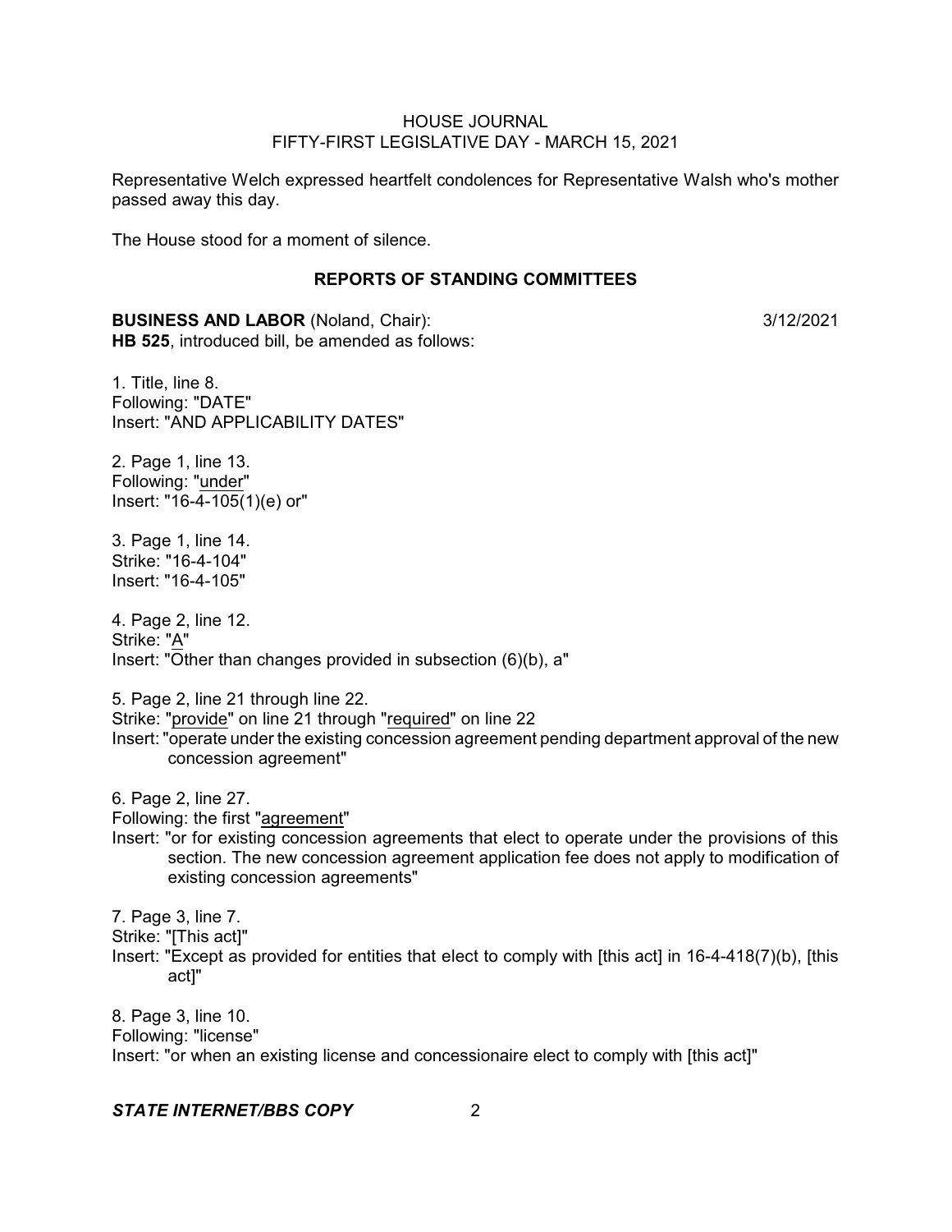Representative Welch expressed heartfelt condolences for Representative Walsh who's mother passed away this day.

The House stood for a moment of silence.

## REPORTS OF STANDING COMMITTEES

**BUSINESS AND LABOR** (Noland, Chair): 3/12/2021
**HB 525**, introduced bill, be amended as follows:

1. Title, line 8.
Following: "DATE"
Insert: "AND APPLICABILITY DATES"

2. Page 1, line 13.
Following: "under"
Insert: "16-4-105(1)(e) or"

3. Page 1, line 14.
Strike: "16-4-104"
Insert: "16-4-105"

4. Page 2, line 12.
Strike: "A"
Insert: "Other than changes provided in subsection (6)(b), a"

5. Page 2, line 21 through line 22.
Strike: "provide" on line 21 through "required" on line 22
Insert: "operate under the existing concession agreement pending department approval of the new concession agreement"

6. Page 2, line 27.
Following: the first "agreement"
Insert: "or for existing concession agreements that elect to operate under the provisions of this section. The new concession agreement application fee does not apply to modification of existing concession agreements"

7. Page 3, line 7.
Strike: "[This act]"
Insert: "Except as provided for entities that elect to comply with [this act] in 16-4-418(7)(b), [this act]"

8. Page 3, line 10.
Following: "license"
Insert: "or when an existing license and concessionaire elect to comply with [this act]"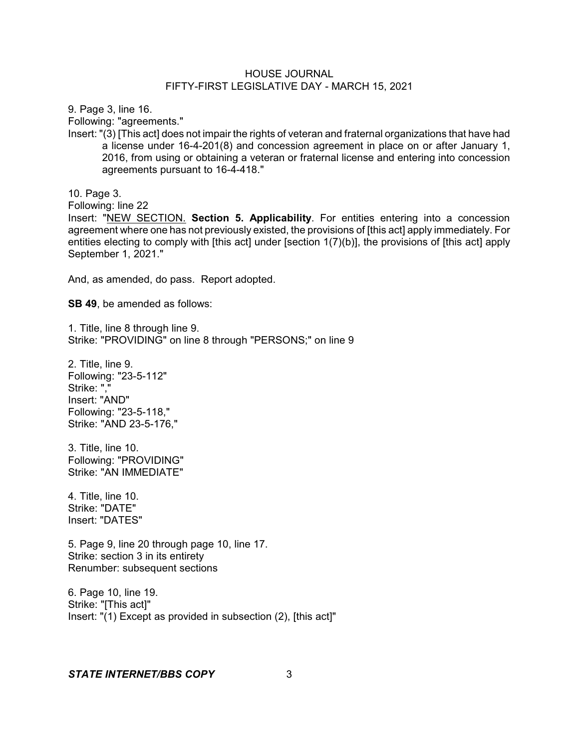9. Page 3, line 16.

Following: "agreements."

Insert: "(3) [This act] does not impair the rights of veteran and fraternal organizations that have had a license under 16-4-201(8) and concession agreement in place on or after January 1, 2016, from using or obtaining a veteran or fraternal license and entering into concession agreements pursuant to 16-4-418."

10. Page 3.

Following: line 22

Insert: "NEW SECTION. **Section 5. Applicability**. For entities entering into a concession agreement where one has not previously existed, the provisions of [this act] apply immediately. For entities electing to comply with [this act] under [section 1(7)(b)], the provisions of [this act] apply September 1, 2021."

And, as amended, do pass. Report adopted.

**SB 49**, be amended as follows:

1. Title, line 8 through line 9.
Strike: "PROVIDING" on line 8 through "PERSONS;" on line 9

2. Title, line 9.
Following: "23-5-112"
Strike: ","
Insert: "AND"
Following: "23-5-118,"
Strike: "AND 23-5-176,"

3. Title, line 10.
Following: "PROVIDING"
Strike: "AN IMMEDIATE"

4. Title, line 10.
Strike: "DATE"
Insert: "DATES"

5. Page 9, line 20 through page 10, line 17.
Strike: section 3 in its entirety
Renumber: subsequent sections

6. Page 10, line 19.
Strike: "[This act]"
Insert: "(1) Except as provided in subsection (2), [this act]"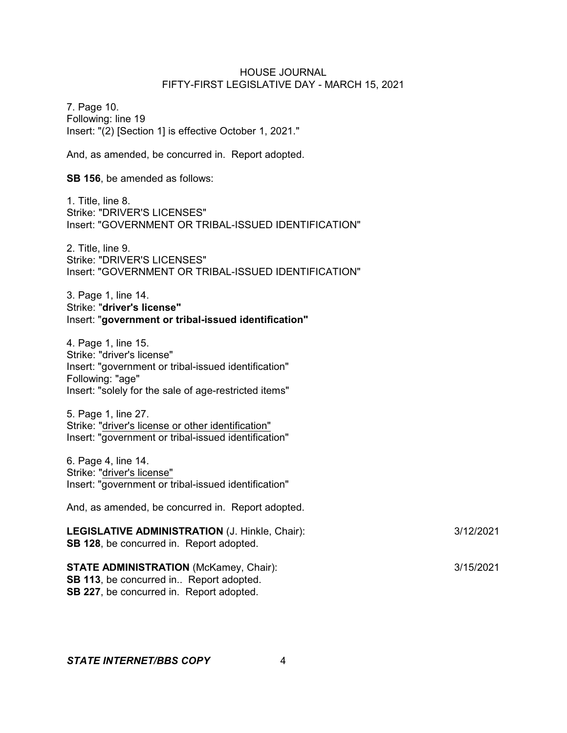7. Page 10.
Following: line 19
Insert: "(2) [Section 1] is effective October 1, 2021."

And, as amended, be concurred in. Report adopted.

**SB 156**, be amended as follows:

1. Title, line 8.
Strike: "DRIVER'S LICENSES"
Insert: "GOVERNMENT OR TRIBAL-ISSUED IDENTIFICATION"

2. Title, line 9.
Strike: "DRIVER'S LICENSES"
Insert: "GOVERNMENT OR TRIBAL-ISSUED IDENTIFICATION"

3. Page 1, line 14.
Strike: "**driver's license**"
Insert: "**government or tribal-issued identification**"

4. Page 1, line 15.
Strike: "driver's license"
Insert: "government or tribal-issued identification"
Following: "age"
Insert: "solely for the sale of age-restricted items"

5. Page 1, line 27.
Strike: "driver's license or other identification"
Insert: "government or tribal-issued identification"

6. Page 4, line 14.
Strike: "driver's license"
Insert: "government or tribal-issued identification"

And, as amended, be concurred in. Report adopted.

**LEGISLATIVE ADMINISTRATION** (J. Hinkle, Chair): 3/12/2021
**SB 128**, be concurred in. Report adopted.

**STATE ADMINISTRATION** (McKamey, Chair): 3/15/2021
**SB 113**, be concurred in.. Report adopted.
**SB 227**, be concurred in. Report adopted.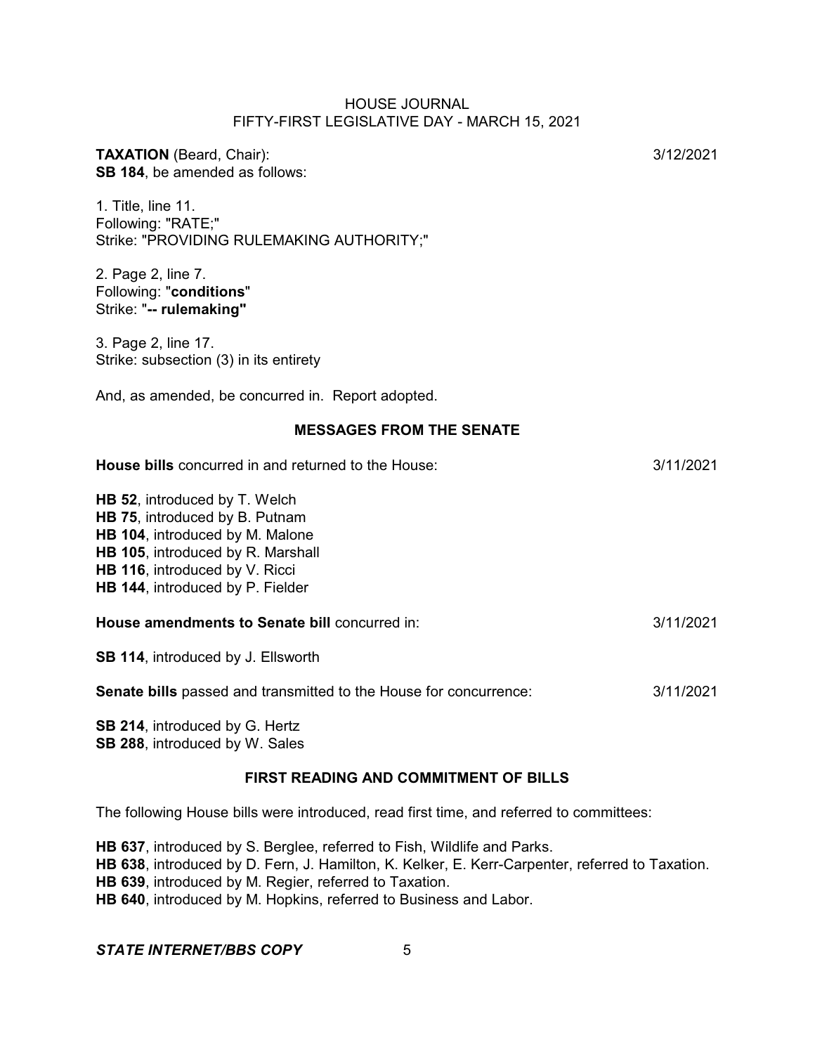**TAXATION** (Beard, Chair): 3/12/2021

**SB 184**, be amended as follows:

1. Title, line 11.
Following: "RATE;"
Strike: "PROVIDING RULEMAKING AUTHORITY;"

2. Page 2, line 7.
Following: "**conditions**"
Strike: "**-- rulemaking**"

3. Page 2, line 17.
Strike: subsection (3) in its entirety

And, as amended, be concurred in. Report adopted.

## MESSAGES FROM THE SENATE

**House bills** concurred in and returned to the House: 3/11/2021

**HB 52**, introduced by T. Welch
**HB 75**, introduced by B. Putnam
**HB 104**, introduced by M. Malone
**HB 105**, introduced by R. Marshall
**HB 116**, introduced by V. Ricci
**HB 144**, introduced by P. Fielder

**House amendments to Senate bill** concurred in: 3/11/2021

**SB 114**, introduced by J. Ellsworth

**Senate bills** passed and transmitted to the House for concurrence: 3/11/2021

**SB 214**, introduced by G. Hertz
**SB 288**, introduced by W. Sales

## FIRST READING AND COMMITMENT OF BILLS

The following House bills were introduced, read first time, and referred to committees:

**HB 637**, introduced by S. Berglee, referred to Fish, Wildlife and Parks.
**HB 638**, introduced by D. Fern, J. Hamilton, K. Kelker, E. Kerr-Carpenter, referred to Taxation.
**HB 639**, introduced by M. Regier, referred to Taxation.
**HB 640**, introduced by M. Hopkins, referred to Business and Labor.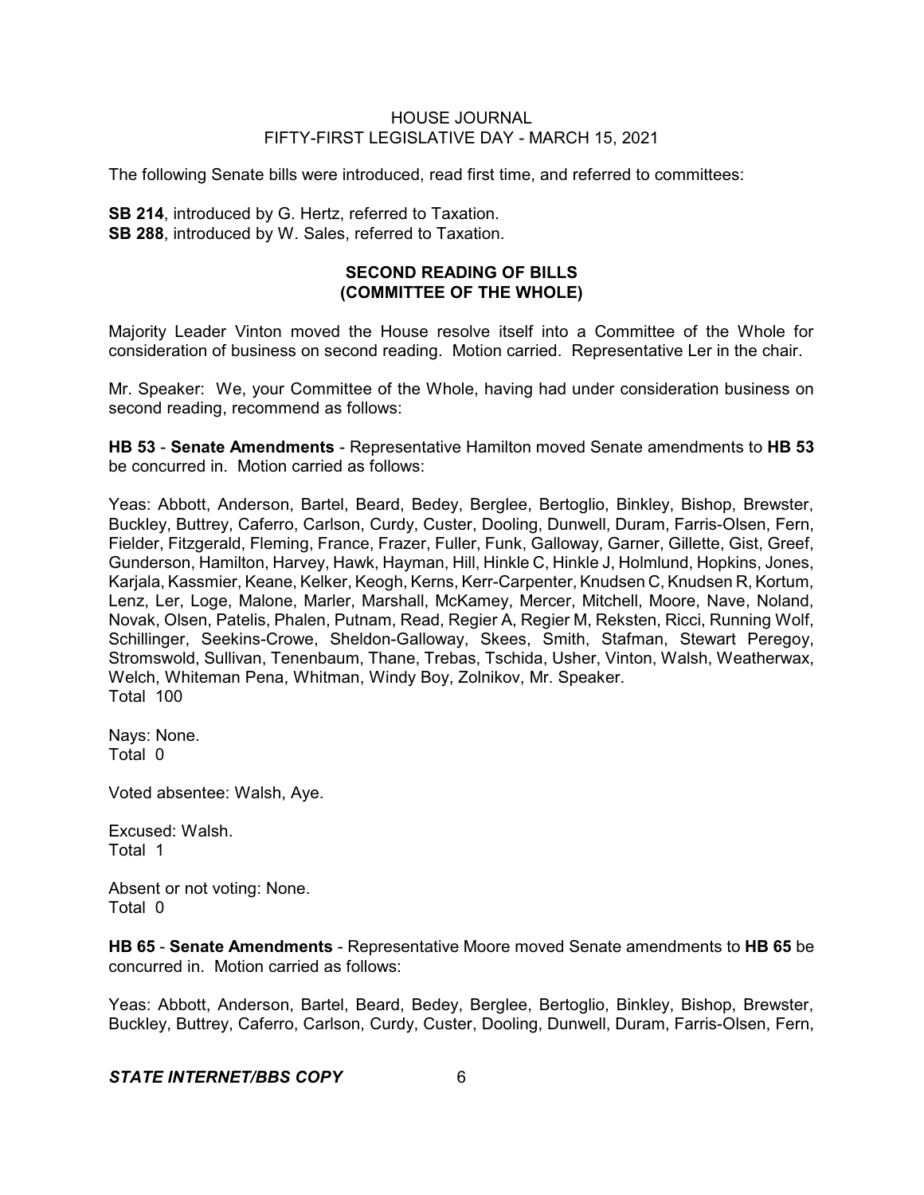The following Senate bills were introduced, read first time, and referred to committees:

**SB 214**, introduced by G. Hertz, referred to Taxation.
**SB 288**, introduced by W. Sales, referred to Taxation.

## SECOND READING OF BILLS (COMMITTEE OF THE WHOLE)

Majority Leader Vinton moved the House resolve itself into a Committee of the Whole for consideration of business on second reading. Motion carried. Representative Ler in the chair.

Mr. Speaker: We, your Committee of the Whole, having had under consideration business on second reading, recommend as follows:

**HB 53** - **Senate Amendments** - Representative Hamilton moved Senate amendments to **HB 53** be concurred in. Motion carried as follows:

Yeas: Abbott, Anderson, Bartel, Beard, Bedey, Berglee, Bertoglio, Binkley, Bishop, Brewster, Buckley, Buttrey, Caferro, Carlson, Curdy, Custer, Dooling, Dunwell, Duram, Farris-Olsen, Fern, Fielder, Fitzgerald, Fleming, France, Frazer, Fuller, Funk, Galloway, Garner, Gillette, Gist, Greef, Gunderson, Hamilton, Harvey, Hawk, Hayman, Hill, Hinkle C, Hinkle J, Holmlund, Hopkins, Jones, Karjala, Kassmier, Keane, Kelker, Keogh, Kerns, Kerr-Carpenter, Knudsen C, Knudsen R, Kortum, Lenz, Ler, Loge, Malone, Marler, Marshall, McKamey, Mercer, Mitchell, Moore, Nave, Noland, Novak, Olsen, Patelis, Phalen, Putnam, Read, Regier A, Regier M, Reksten, Ricci, Running Wolf, Schillinger, Seekins-Crowe, Sheldon-Galloway, Skees, Smith, Stafman, Stewart Peregoy, Stromswold, Sullivan, Tenenbaum, Thane, Trebas, Tschida, Usher, Vinton, Walsh, Weatherwax, Welch, Whiteman Pena, Whitman, Windy Boy, Zolnikov, Mr. Speaker.
Total 100

Nays: None.
Total 0

Voted absentee: Walsh, Aye.

Excused: Walsh.
Total 1

Absent or not voting: None.
Total 0

**HB 65** - **Senate Amendments** - Representative Moore moved Senate amendments to **HB 65** be concurred in. Motion carried as follows:

Yeas: Abbott, Anderson, Bartel, Beard, Bedey, Berglee, Bertoglio, Binkley, Bishop, Brewster, Buckley, Buttrey, Caferro, Carlson, Curdy, Custer, Dooling, Dunwell, Duram, Farris-Olsen, Fern,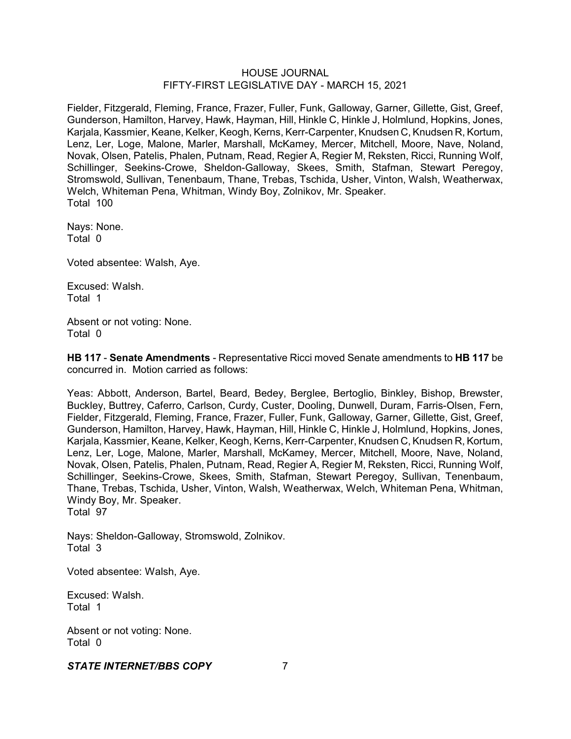Fielder, Fitzgerald, Fleming, France, Frazer, Fuller, Funk, Galloway, Garner, Gillette, Gist, Greef, Gunderson, Hamilton, Harvey, Hawk, Hayman, Hill, Hinkle C, Hinkle J, Holmlund, Hopkins, Jones, Karjala, Kassmier, Keane, Kelker, Keogh, Kerns, Kerr-Carpenter, Knudsen C, Knudsen R, Kortum, Lenz, Ler, Loge, Malone, Marler, Marshall, McKamey, Mercer, Mitchell, Moore, Nave, Noland, Novak, Olsen, Patelis, Phalen, Putnam, Read, Regier A, Regier M, Reksten, Ricci, Running Wolf, Schillinger, Seekins-Crowe, Sheldon-Galloway, Skees, Smith, Stafman, Stewart Peregoy, Stromswold, Sullivan, Tenenbaum, Thane, Trebas, Tschida, Usher, Vinton, Walsh, Weatherwax, Welch, Whiteman Pena, Whitman, Windy Boy, Zolnikov, Mr. Speaker.
Total 100

Nays: None.
Total 0

Voted absentee: Walsh, Aye.

Excused: Walsh.
Total 1

Absent or not voting: None.
Total 0

**HB 117** - **Senate Amendments** - Representative Ricci moved Senate amendments to **HB 117** be concurred in. Motion carried as follows:

Yeas: Abbott, Anderson, Bartel, Beard, Bedey, Berglee, Bertoglio, Binkley, Bishop, Brewster, Buckley, Buttrey, Caferro, Carlson, Curdy, Custer, Dooling, Dunwell, Duram, Farris-Olsen, Fern, Fielder, Fitzgerald, Fleming, France, Frazer, Fuller, Funk, Galloway, Garner, Gillette, Gist, Greef, Gunderson, Hamilton, Harvey, Hawk, Hayman, Hill, Hinkle C, Hinkle J, Holmlund, Hopkins, Jones, Karjala, Kassmier, Keane, Kelker, Keogh, Kerns, Kerr-Carpenter, Knudsen C, Knudsen R, Kortum, Lenz, Ler, Loge, Malone, Marler, Marshall, McKamey, Mercer, Mitchell, Moore, Nave, Noland, Novak, Olsen, Patelis, Phalen, Putnam, Read, Regier A, Regier M, Reksten, Ricci, Running Wolf, Schillinger, Seekins-Crowe, Skees, Smith, Stafman, Stewart Peregoy, Sullivan, Tenenbaum, Thane, Trebas, Tschida, Usher, Vinton, Walsh, Weatherwax, Welch, Whiteman Pena, Whitman, Windy Boy, Mr. Speaker.
Total 97

Nays: Sheldon-Galloway, Stromswold, Zolnikov.
Total 3

Voted absentee: Walsh, Aye.

Excused: Walsh.
Total 1

Absent or not voting: None.
Total 0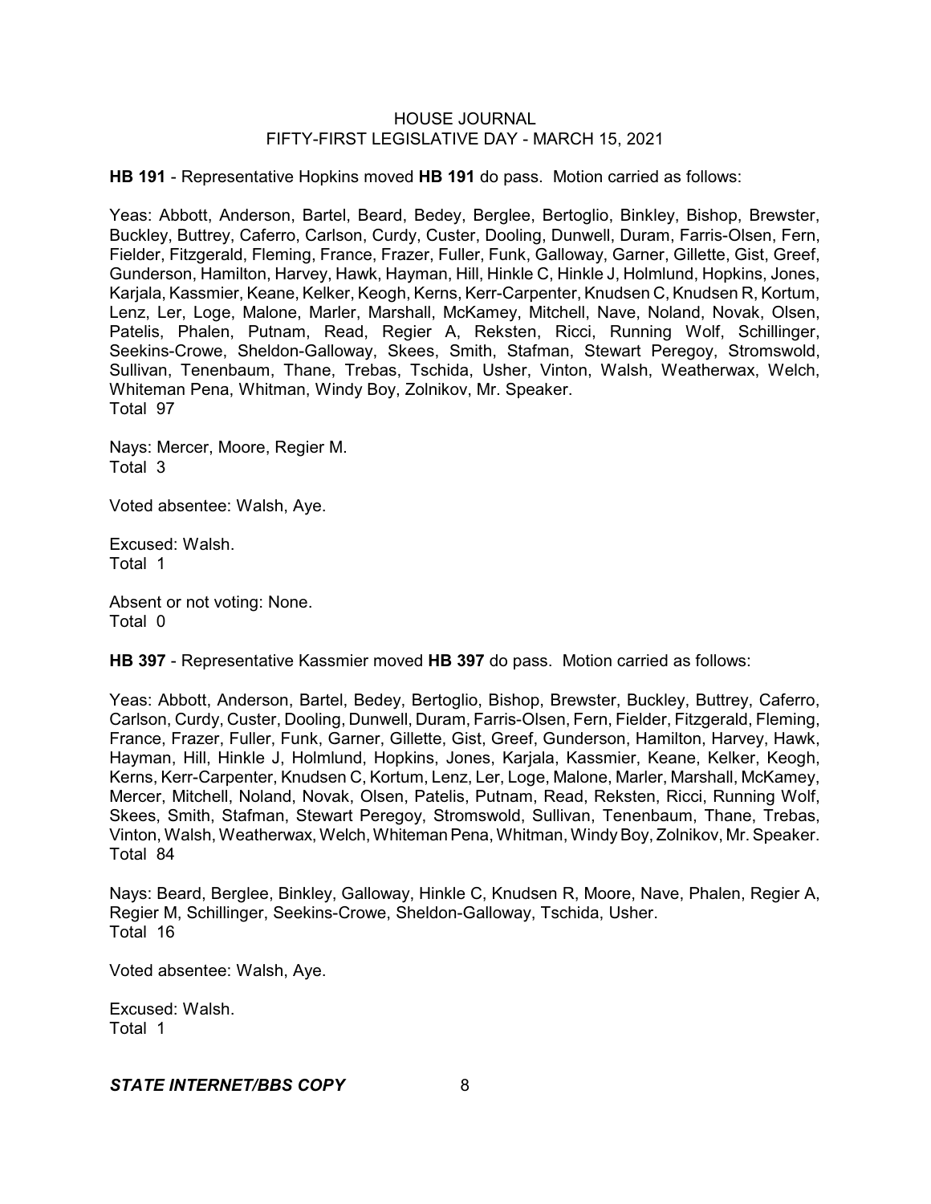**HB 191** - Representative Hopkins moved **HB 191** do pass. Motion carried as follows:

Yeas: Abbott, Anderson, Bartel, Beard, Bedey, Berglee, Bertoglio, Binkley, Bishop, Brewster, Buckley, Buttrey, Caferro, Carlson, Curdy, Custer, Dooling, Dunwell, Duram, Farris-Olsen, Fern, Fielder, Fitzgerald, Fleming, France, Frazer, Fuller, Funk, Galloway, Garner, Gillette, Gist, Greef, Gunderson, Hamilton, Harvey, Hawk, Hayman, Hill, Hinkle C, Hinkle J, Holmlund, Hopkins, Jones, Karjala, Kassmier, Keane, Kelker, Keogh, Kerns, Kerr-Carpenter, Knudsen C, Knudsen R, Kortum, Lenz, Ler, Loge, Malone, Marler, Marshall, McKamey, Mitchell, Nave, Noland, Novak, Olsen, Patelis, Phalen, Putnam, Read, Regier A, Reksten, Ricci, Running Wolf, Schillinger, Seekins-Crowe, Sheldon-Galloway, Skees, Smith, Stafman, Stewart Peregoy, Stromswold, Sullivan, Tenenbaum, Thane, Trebas, Tschida, Usher, Vinton, Walsh, Weatherwax, Welch, Whiteman Pena, Whitman, Windy Boy, Zolnikov, Mr. Speaker.
Total 97

Nays: Mercer, Moore, Regier M.
Total 3

Voted absentee: Walsh, Aye.

Excused: Walsh.
Total 1

Absent or not voting: None.
Total 0

**HB 397** - Representative Kassmier moved **HB 397** do pass. Motion carried as follows:

Yeas: Abbott, Anderson, Bartel, Bedey, Bertoglio, Bishop, Brewster, Buckley, Buttrey, Caferro, Carlson, Curdy, Custer, Dooling, Dunwell, Duram, Farris-Olsen, Fern, Fielder, Fitzgerald, Fleming, France, Frazer, Fuller, Funk, Garner, Gillette, Gist, Greef, Gunderson, Hamilton, Harvey, Hawk, Hayman, Hill, Hinkle J, Holmlund, Hopkins, Jones, Karjala, Kassmier, Keane, Kelker, Keogh, Kerns, Kerr-Carpenter, Knudsen C, Kortum, Lenz, Ler, Loge, Malone, Marler, Marshall, McKamey, Mercer, Mitchell, Noland, Novak, Olsen, Patelis, Putnam, Read, Reksten, Ricci, Running Wolf, Skees, Smith, Stafman, Stewart Peregoy, Stromswold, Sullivan, Tenenbaum, Thane, Trebas, Vinton, Walsh, Weatherwax, Welch, Whiteman Pena, Whitman, Windy Boy, Zolnikov, Mr. Speaker.
Total 84

Nays: Beard, Berglee, Binkley, Galloway, Hinkle C, Knudsen R, Moore, Nave, Phalen, Regier A, Regier M, Schillinger, Seekins-Crowe, Sheldon-Galloway, Tschida, Usher.
Total 16

Voted absentee: Walsh, Aye.

Excused: Walsh.
Total 1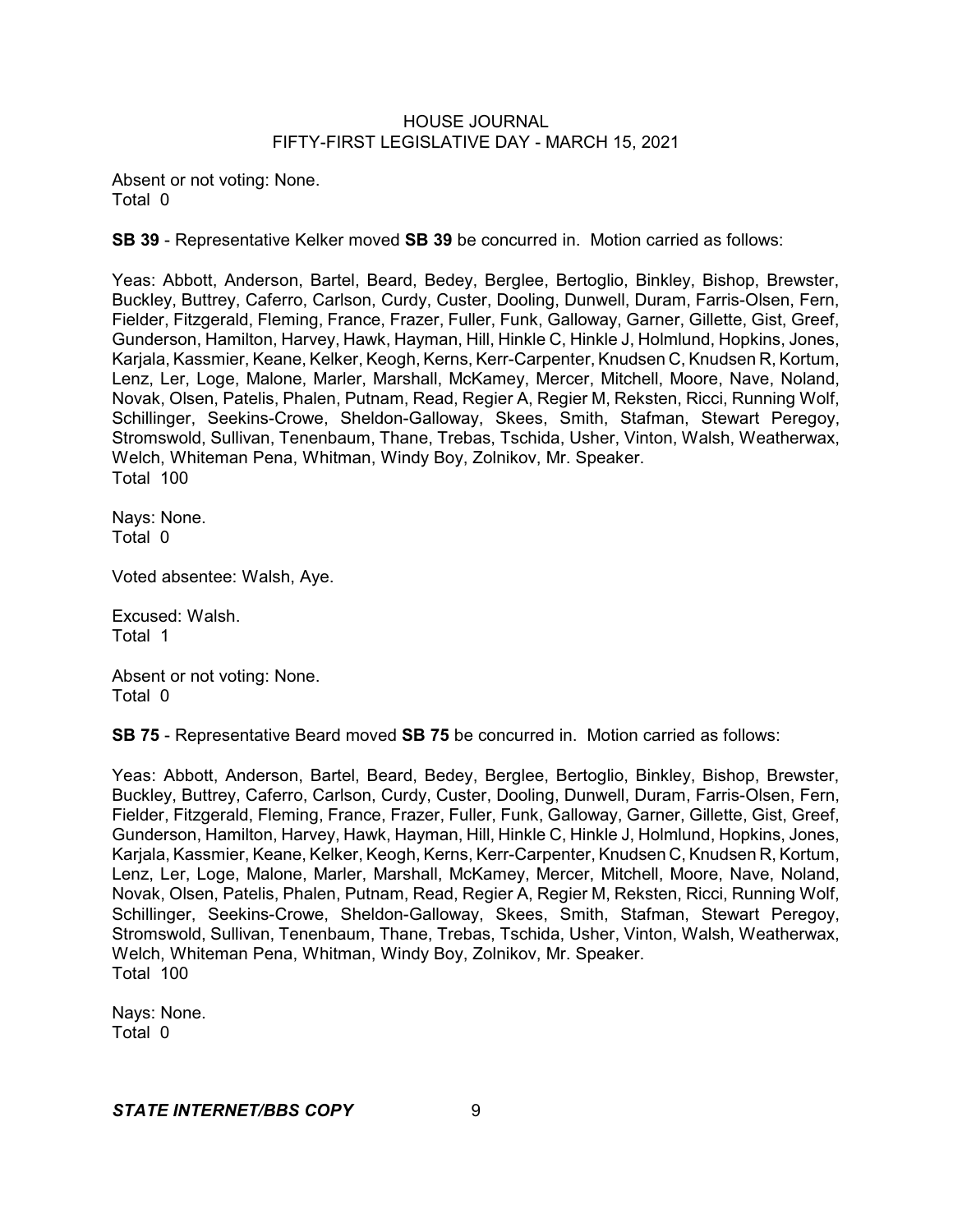Absent or not voting: None.
Total 0

**SB 39** - Representative Kelker moved **SB 39** be concurred in. Motion carried as follows:

Yeas: Abbott, Anderson, Bartel, Beard, Bedey, Berglee, Bertoglio, Binkley, Bishop, Brewster, Buckley, Buttrey, Caferro, Carlson, Curdy, Custer, Dooling, Dunwell, Duram, Farris-Olsen, Fern, Fielder, Fitzgerald, Fleming, France, Frazer, Fuller, Funk, Galloway, Garner, Gillette, Gist, Greef, Gunderson, Hamilton, Harvey, Hawk, Hayman, Hill, Hinkle C, Hinkle J, Holmlund, Hopkins, Jones, Karjala, Kassmier, Keane, Kelker, Keogh, Kerns, Kerr-Carpenter, Knudsen C, Knudsen R, Kortum, Lenz, Ler, Loge, Malone, Marler, Marshall, McKamey, Mercer, Mitchell, Moore, Nave, Noland, Novak, Olsen, Patelis, Phalen, Putnam, Read, Regier A, Regier M, Reksten, Ricci, Running Wolf, Schillinger, Seekins-Crowe, Sheldon-Galloway, Skees, Smith, Stafman, Stewart Peregoy, Stromswold, Sullivan, Tenenbaum, Thane, Trebas, Tschida, Usher, Vinton, Walsh, Weatherwax, Welch, Whiteman Pena, Whitman, Windy Boy, Zolnikov, Mr. Speaker.
Total 100

Nays: None.
Total 0

Voted absentee: Walsh, Aye.

Excused: Walsh.
Total 1

Absent or not voting: None.
Total 0

**SB 75** - Representative Beard moved **SB 75** be concurred in. Motion carried as follows:

Yeas: Abbott, Anderson, Bartel, Beard, Bedey, Berglee, Bertoglio, Binkley, Bishop, Brewster, Buckley, Buttrey, Caferro, Carlson, Curdy, Custer, Dooling, Dunwell, Duram, Farris-Olsen, Fern, Fielder, Fitzgerald, Fleming, France, Frazer, Fuller, Funk, Galloway, Garner, Gillette, Gist, Greef, Gunderson, Hamilton, Harvey, Hawk, Hayman, Hill, Hinkle C, Hinkle J, Holmlund, Hopkins, Jones, Karjala, Kassmier, Keane, Kelker, Keogh, Kerns, Kerr-Carpenter, Knudsen C, Knudsen R, Kortum, Lenz, Ler, Loge, Malone, Marler, Marshall, McKamey, Mercer, Mitchell, Moore, Nave, Noland, Novak, Olsen, Patelis, Phalen, Putnam, Read, Regier A, Regier M, Reksten, Ricci, Running Wolf, Schillinger, Seekins-Crowe, Sheldon-Galloway, Skees, Smith, Stafman, Stewart Peregoy, Stromswold, Sullivan, Tenenbaum, Thane, Trebas, Tschida, Usher, Vinton, Walsh, Weatherwax, Welch, Whiteman Pena, Whitman, Windy Boy, Zolnikov, Mr. Speaker.
Total 100

Nays: None.
Total 0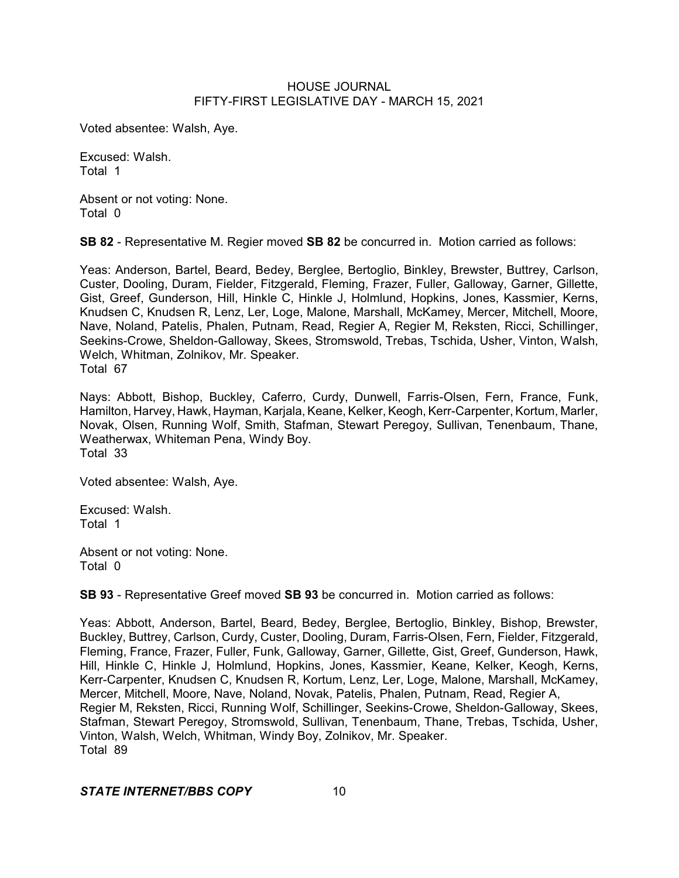Voted absentee: Walsh, Aye.

Excused: Walsh.
Total 1

Absent or not voting: None.
Total 0

**SB 82** - Representative M. Regier moved **SB 82** be concurred in. Motion carried as follows:

Yeas: Anderson, Bartel, Beard, Bedey, Berglee, Bertoglio, Binkley, Brewster, Buttrey, Carlson, Custer, Dooling, Duram, Fielder, Fitzgerald, Fleming, Frazer, Fuller, Galloway, Garner, Gillette, Gist, Greef, Gunderson, Hill, Hinkle C, Hinkle J, Holmlund, Hopkins, Jones, Kassmier, Kerns, Knudsen C, Knudsen R, Lenz, Ler, Loge, Malone, Marshall, McKamey, Mercer, Mitchell, Moore, Nave, Noland, Patelis, Phalen, Putnam, Read, Regier A, Regier M, Reksten, Ricci, Schillinger, Seekins-Crowe, Sheldon-Galloway, Skees, Stromswold, Trebas, Tschida, Usher, Vinton, Walsh, Welch, Whitman, Zolnikov, Mr. Speaker.
Total 67

Nays: Abbott, Bishop, Buckley, Caferro, Curdy, Dunwell, Farris-Olsen, Fern, France, Funk, Hamilton, Harvey, Hawk, Hayman, Karjala, Keane, Kelker, Keogh, Kerr-Carpenter, Kortum, Marler, Novak, Olsen, Running Wolf, Smith, Stafman, Stewart Peregoy, Sullivan, Tenenbaum, Thane, Weatherwax, Whiteman Pena, Windy Boy.
Total 33

Voted absentee: Walsh, Aye.

Excused: Walsh.
Total 1

Absent or not voting: None.
Total 0

**SB 93** - Representative Greef moved **SB 93** be concurred in. Motion carried as follows:

Yeas: Abbott, Anderson, Bartel, Beard, Bedey, Berglee, Bertoglio, Binkley, Bishop, Brewster, Buckley, Buttrey, Carlson, Curdy, Custer, Dooling, Duram, Farris-Olsen, Fern, Fielder, Fitzgerald, Fleming, France, Frazer, Fuller, Funk, Galloway, Garner, Gillette, Gist, Greef, Gunderson, Hawk, Hill, Hinkle C, Hinkle J, Holmlund, Hopkins, Jones, Kassmier, Keane, Kelker, Keogh, Kerns, Kerr-Carpenter, Knudsen C, Knudsen R, Kortum, Lenz, Ler, Loge, Malone, Marshall, McKamey, Mercer, Mitchell, Moore, Nave, Noland, Novak, Patelis, Phalen, Putnam, Read, Regier A, Regier M, Reksten, Ricci, Running Wolf, Schillinger, Seekins-Crowe, Sheldon-Galloway, Skees, Stafman, Stewart Peregoy, Stromswold, Sullivan, Tenenbaum, Thane, Trebas, Tschida, Usher, Vinton, Walsh, Welch, Whitman, Windy Boy, Zolnikov, Mr. Speaker.
Total 89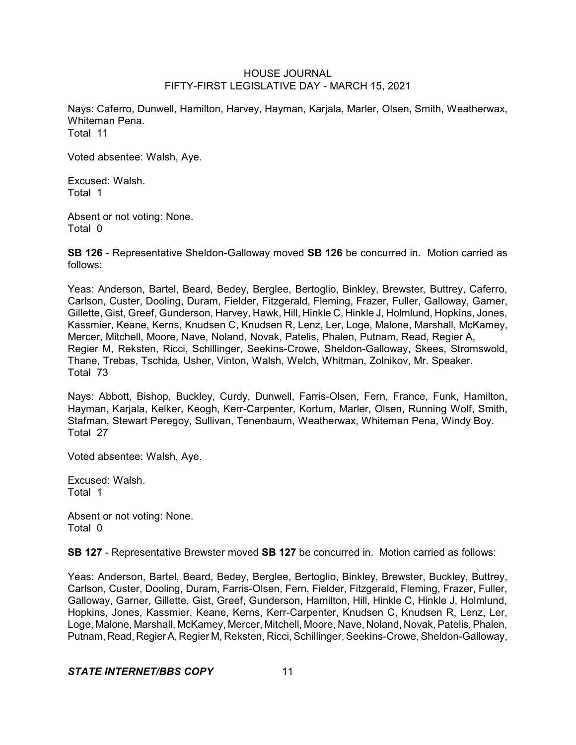Nays: Caferro, Dunwell, Hamilton, Harvey, Hayman, Karjala, Marler, Olsen, Smith, Weatherwax, Whiteman Pena.
Total 11

Voted absentee: Walsh, Aye.

Excused: Walsh.
Total 1

Absent or not voting: None.
Total 0

**SB 126** - Representative Sheldon-Galloway moved **SB 126** be concurred in. Motion carried as follows:

Yeas: Anderson, Bartel, Beard, Bedey, Berglee, Bertoglio, Binkley, Brewster, Buttrey, Caferro, Carlson, Custer, Dooling, Duram, Fielder, Fitzgerald, Fleming, Frazer, Fuller, Galloway, Garner, Gillette, Gist, Greef, Gunderson, Harvey, Hawk, Hill, Hinkle C, Hinkle J, Holmlund, Hopkins, Jones, Kassmier, Keane, Kerns, Knudsen C, Knudsen R, Lenz, Ler, Loge, Malone, Marshall, McKamey, Mercer, Mitchell, Moore, Nave, Noland, Novak, Patelis, Phalen, Putnam, Read, Regier A, Regier M, Reksten, Ricci, Schillinger, Seekins-Crowe, Sheldon-Galloway, Skees, Stromswold, Thane, Trebas, Tschida, Usher, Vinton, Walsh, Welch, Whitman, Zolnikov, Mr. Speaker.
Total 73

Nays: Abbott, Bishop, Buckley, Curdy, Dunwell, Farris-Olsen, Fern, France, Funk, Hamilton, Hayman, Karjala, Kelker, Keogh, Kerr-Carpenter, Kortum, Marler, Olsen, Running Wolf, Smith, Stafman, Stewart Peregoy, Sullivan, Tenenbaum, Weatherwax, Whiteman Pena, Windy Boy.
Total 27

Voted absentee: Walsh, Aye.

Excused: Walsh.
Total 1

Absent or not voting: None.
Total 0

**SB 127** - Representative Brewster moved **SB 127** be concurred in. Motion carried as follows:

Yeas: Anderson, Bartel, Beard, Bedey, Berglee, Bertoglio, Binkley, Brewster, Buckley, Buttrey, Carlson, Custer, Dooling, Duram, Farris-Olsen, Fern, Fielder, Fitzgerald, Fleming, Frazer, Fuller, Galloway, Garner, Gillette, Gist, Greef, Gunderson, Hamilton, Hill, Hinkle C, Hinkle J, Holmlund, Hopkins, Jones, Kassmier, Keane, Kerns, Kerr-Carpenter, Knudsen C, Knudsen R, Lenz, Ler, Loge, Malone, Marshall, McKamey, Mercer, Mitchell, Moore, Nave, Noland, Novak, Patelis, Phalen, Putnam, Read, Regier A, Regier M, Reksten, Ricci, Schillinger, Seekins-Crowe, Sheldon-Galloway,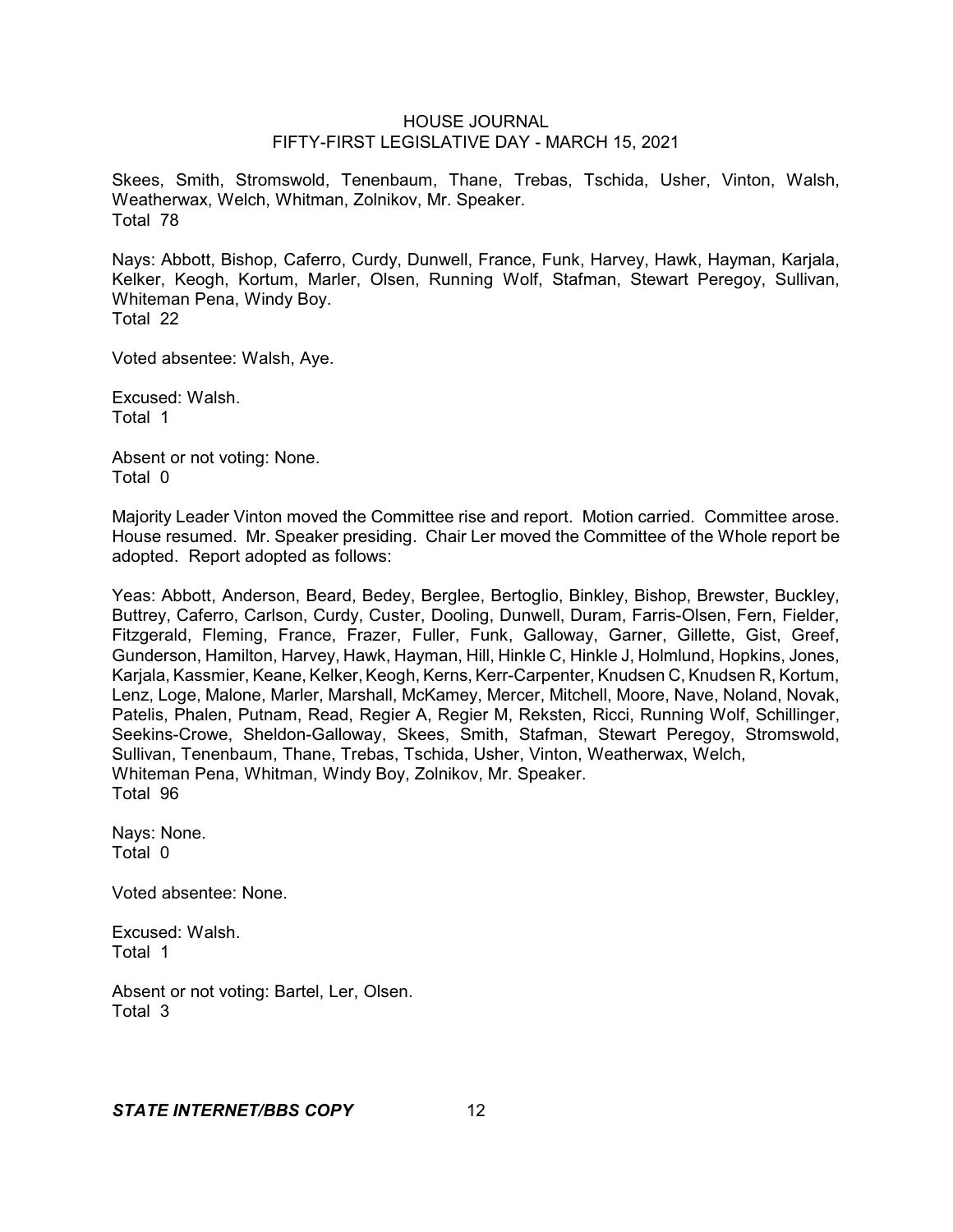Skees, Smith, Stromswold, Tenenbaum, Thane, Trebas, Tschida, Usher, Vinton, Walsh, Weatherwax, Welch, Whitman, Zolnikov, Mr. Speaker.
Total 78

Nays: Abbott, Bishop, Caferro, Curdy, Dunwell, France, Funk, Harvey, Hawk, Hayman, Karjala, Kelker, Keogh, Kortum, Marler, Olsen, Running Wolf, Stafman, Stewart Peregoy, Sullivan, Whiteman Pena, Windy Boy.
Total 22

Voted absentee: Walsh, Aye.

Excused: Walsh.
Total 1

Absent or not voting: None.
Total 0

Majority Leader Vinton moved the Committee rise and report. Motion carried. Committee arose. House resumed. Mr. Speaker presiding. Chair Ler moved the Committee of the Whole report be adopted. Report adopted as follows:

Yeas: Abbott, Anderson, Beard, Bedey, Berglee, Bertoglio, Binkley, Bishop, Brewster, Buckley, Buttrey, Caferro, Carlson, Curdy, Custer, Dooling, Dunwell, Duram, Farris-Olsen, Fern, Fielder, Fitzgerald, Fleming, France, Frazer, Fuller, Funk, Galloway, Garner, Gillette, Gist, Greef, Gunderson, Hamilton, Harvey, Hawk, Hayman, Hill, Hinkle C, Hinkle J, Holmlund, Hopkins, Jones, Karjala, Kassmier, Keane, Kelker, Keogh, Kerns, Kerr-Carpenter, Knudsen C, Knudsen R, Kortum, Lenz, Loge, Malone, Marler, Marshall, McKamey, Mercer, Mitchell, Moore, Nave, Noland, Novak, Patelis, Phalen, Putnam, Read, Regier A, Regier M, Reksten, Ricci, Running Wolf, Schillinger, Seekins-Crowe, Sheldon-Galloway, Skees, Smith, Stafman, Stewart Peregoy, Stromswold, Sullivan, Tenenbaum, Thane, Trebas, Tschida, Usher, Vinton, Weatherwax, Welch, Whiteman Pena, Whitman, Windy Boy, Zolnikov, Mr. Speaker.
Total 96

Nays: None.
Total 0

Voted absentee: None.

Excused: Walsh.
Total 1

Absent or not voting: Bartel, Ler, Olsen.
Total 3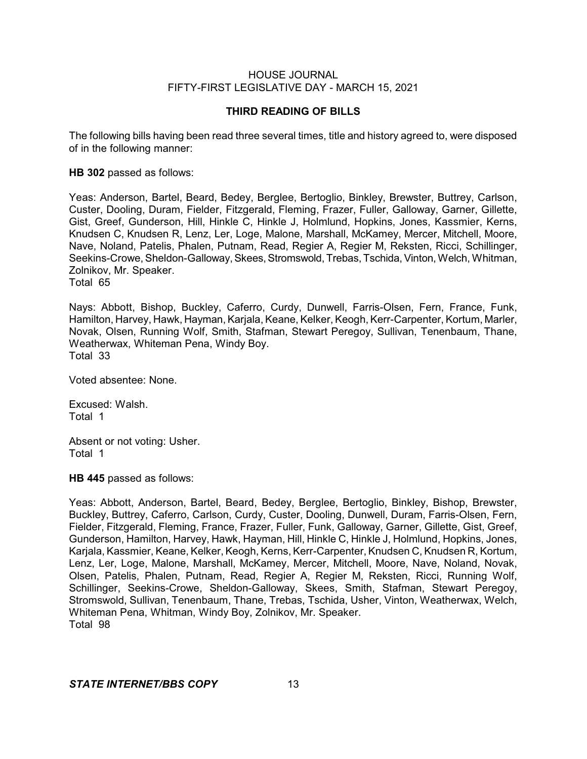## THIRD READING OF BILLS

The following bills having been read three several times, title and history agreed to, were disposed of in the following manner:

**HB 302** passed as follows:

Yeas: Anderson, Bartel, Beard, Bedey, Berglee, Bertoglio, Binkley, Brewster, Buttrey, Carlson, Custer, Dooling, Duram, Fielder, Fitzgerald, Fleming, Frazer, Fuller, Galloway, Garner, Gillette, Gist, Greef, Gunderson, Hill, Hinkle C, Hinkle J, Holmlund, Hopkins, Jones, Kassmier, Kerns, Knudsen C, Knudsen R, Lenz, Ler, Loge, Malone, Marshall, McKamey, Mercer, Mitchell, Moore, Nave, Noland, Patelis, Phalen, Putnam, Read, Regier A, Regier M, Reksten, Ricci, Schillinger, Seekins-Crowe, Sheldon-Galloway, Skees, Stromswold, Trebas, Tschida, Vinton, Welch, Whitman, Zolnikov, Mr. Speaker.
Total 65

Nays: Abbott, Bishop, Buckley, Caferro, Curdy, Dunwell, Farris-Olsen, Fern, France, Funk, Hamilton, Harvey, Hawk, Hayman, Karjala, Keane, Kelker, Keogh, Kerr-Carpenter, Kortum, Marler, Novak, Olsen, Running Wolf, Smith, Stafman, Stewart Peregoy, Sullivan, Tenenbaum, Thane, Weatherwax, Whiteman Pena, Windy Boy.
Total 33

Voted absentee: None.

Excused: Walsh.
Total 1

Absent or not voting: Usher.
Total 1

**HB 445** passed as follows:

Yeas: Abbott, Anderson, Bartel, Beard, Bedey, Berglee, Bertoglio, Binkley, Bishop, Brewster, Buckley, Buttrey, Caferro, Carlson, Curdy, Custer, Dooling, Dunwell, Duram, Farris-Olsen, Fern, Fielder, Fitzgerald, Fleming, France, Frazer, Fuller, Funk, Galloway, Garner, Gillette, Gist, Greef, Gunderson, Hamilton, Harvey, Hawk, Hayman, Hill, Hinkle C, Hinkle J, Holmlund, Hopkins, Jones, Karjala, Kassmier, Keane, Kelker, Keogh, Kerns, Kerr-Carpenter, Knudsen C, Knudsen R, Kortum, Lenz, Ler, Loge, Malone, Marshall, McKamey, Mercer, Mitchell, Moore, Nave, Noland, Novak, Olsen, Patelis, Phalen, Putnam, Read, Regier A, Regier M, Reksten, Ricci, Running Wolf, Schillinger, Seekins-Crowe, Sheldon-Galloway, Skees, Smith, Stafman, Stewart Peregoy, Stromswold, Sullivan, Tenenbaum, Thane, Trebas, Tschida, Usher, Vinton, Weatherwax, Welch, Whiteman Pena, Whitman, Windy Boy, Zolnikov, Mr. Speaker.
Total 98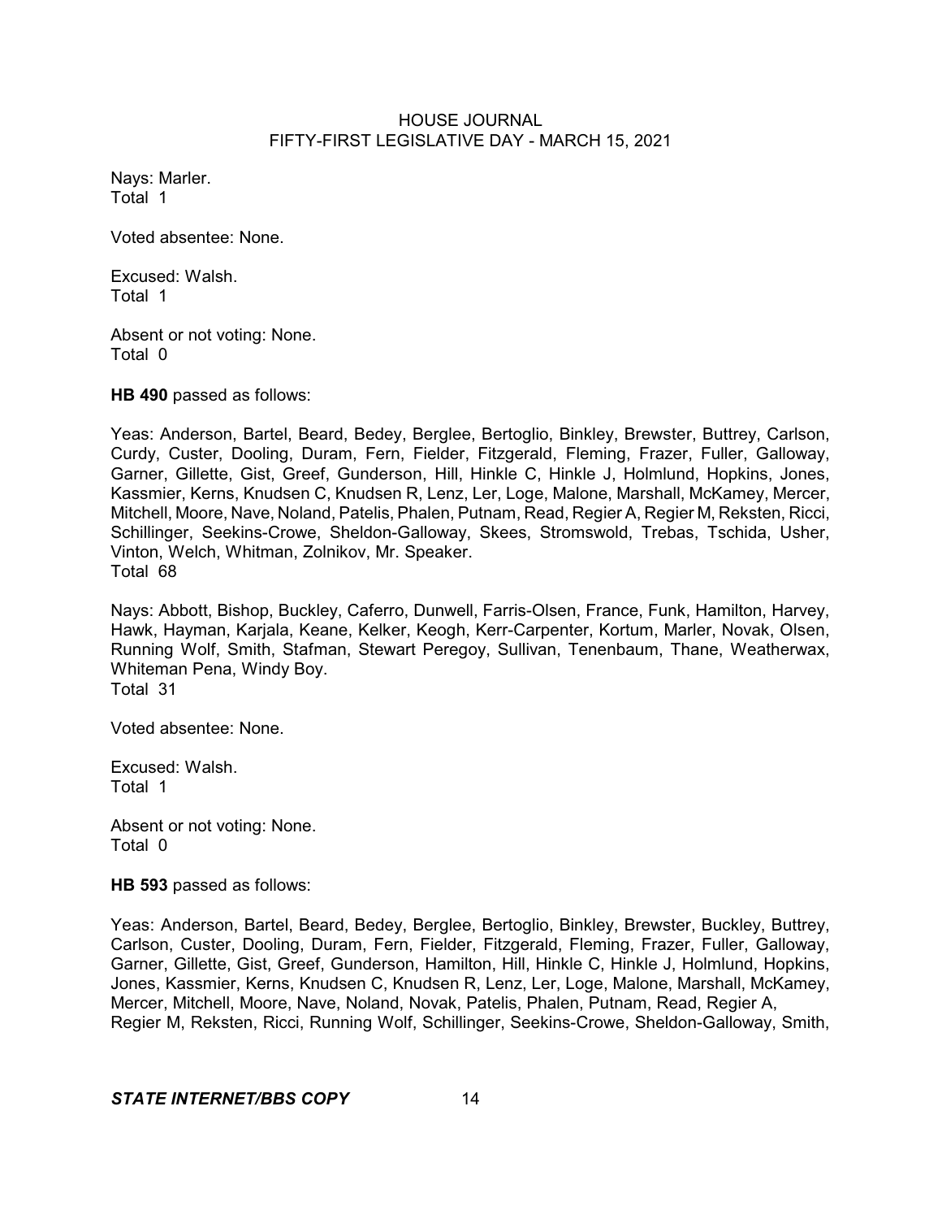Nays: Marler.
Total 1

Voted absentee: None.

Excused: Walsh.
Total 1

Absent or not voting: None.
Total 0

**HB 490** passed as follows:

Yeas: Anderson, Bartel, Beard, Bedey, Berglee, Bertoglio, Binkley, Brewster, Buttrey, Carlson, Curdy, Custer, Dooling, Duram, Fern, Fielder, Fitzgerald, Fleming, Frazer, Fuller, Galloway, Garner, Gillette, Gist, Greef, Gunderson, Hill, Hinkle C, Hinkle J, Holmlund, Hopkins, Jones, Kassmier, Kerns, Knudsen C, Knudsen R, Lenz, Ler, Loge, Malone, Marshall, McKamey, Mercer, Mitchell, Moore, Nave, Noland, Patelis, Phalen, Putnam, Read, Regier A, Regier M, Reksten, Ricci, Schillinger, Seekins-Crowe, Sheldon-Galloway, Skees, Stromswold, Trebas, Tschida, Usher, Vinton, Welch, Whitman, Zolnikov, Mr. Speaker.
Total 68

Nays: Abbott, Bishop, Buckley, Caferro, Dunwell, Farris-Olsen, France, Funk, Hamilton, Harvey, Hawk, Hayman, Karjala, Keane, Kelker, Keogh, Kerr-Carpenter, Kortum, Marler, Novak, Olsen, Running Wolf, Smith, Stafman, Stewart Peregoy, Sullivan, Tenenbaum, Thane, Weatherwax, Whiteman Pena, Windy Boy.
Total 31

Voted absentee: None.

Excused: Walsh.
Total 1

Absent or not voting: None.
Total 0

**HB 593** passed as follows:

Yeas: Anderson, Bartel, Beard, Bedey, Berglee, Bertoglio, Binkley, Brewster, Buckley, Buttrey, Carlson, Custer, Dooling, Duram, Fern, Fielder, Fitzgerald, Fleming, Frazer, Fuller, Galloway, Garner, Gillette, Gist, Greef, Gunderson, Hamilton, Hill, Hinkle C, Hinkle J, Holmlund, Hopkins, Jones, Kassmier, Kerns, Knudsen C, Knudsen R, Lenz, Ler, Loge, Malone, Marshall, McKamey, Mercer, Mitchell, Moore, Nave, Noland, Novak, Patelis, Phalen, Putnam, Read, Regier A, Regier M, Reksten, Ricci, Running Wolf, Schillinger, Seekins-Crowe, Sheldon-Galloway, Smith,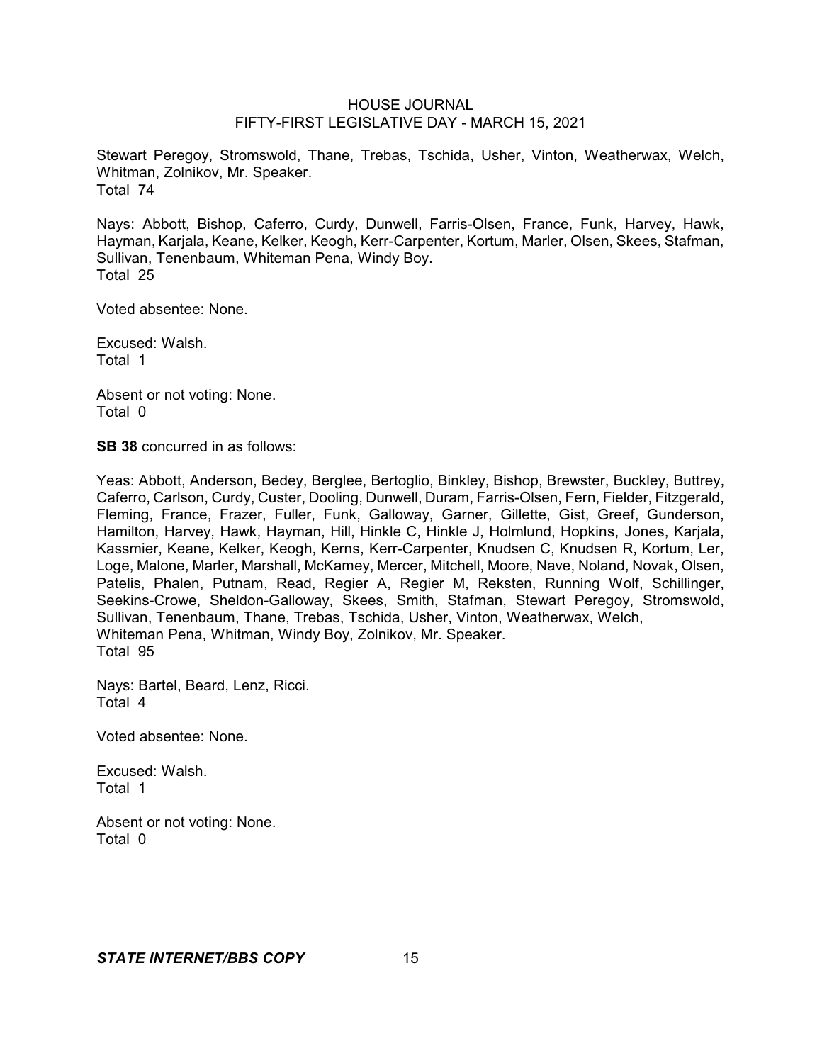Stewart Peregoy, Stromswold, Thane, Trebas, Tschida, Usher, Vinton, Weatherwax, Welch, Whitman, Zolnikov, Mr. Speaker.
Total 74

Nays: Abbott, Bishop, Caferro, Curdy, Dunwell, Farris-Olsen, France, Funk, Harvey, Hawk, Hayman, Karjala, Keane, Kelker, Keogh, Kerr-Carpenter, Kortum, Marler, Olsen, Skees, Stafman, Sullivan, Tenenbaum, Whiteman Pena, Windy Boy.
Total 25

Voted absentee: None.

Excused: Walsh.
Total 1

Absent or not voting: None.
Total 0

**SB 38** concurred in as follows:

Yeas: Abbott, Anderson, Bedey, Berglee, Bertoglio, Binkley, Bishop, Brewster, Buckley, Buttrey, Caferro, Carlson, Curdy, Custer, Dooling, Dunwell, Duram, Farris-Olsen, Fern, Fielder, Fitzgerald, Fleming, France, Frazer, Fuller, Funk, Galloway, Garner, Gillette, Gist, Greef, Gunderson, Hamilton, Harvey, Hawk, Hayman, Hill, Hinkle C, Hinkle J, Holmlund, Hopkins, Jones, Karjala, Kassmier, Keane, Kelker, Keogh, Kerns, Kerr-Carpenter, Knudsen C, Knudsen R, Kortum, Ler, Loge, Malone, Marler, Marshall, McKamey, Mercer, Mitchell, Moore, Nave, Noland, Novak, Olsen, Patelis, Phalen, Putnam, Read, Regier A, Regier M, Reksten, Running Wolf, Schillinger, Seekins-Crowe, Sheldon-Galloway, Skees, Smith, Stafman, Stewart Peregoy, Stromswold, Sullivan, Tenenbaum, Thane, Trebas, Tschida, Usher, Vinton, Weatherwax, Welch, Whiteman Pena, Whitman, Windy Boy, Zolnikov, Mr. Speaker.
Total 95

Nays: Bartel, Beard, Lenz, Ricci.
Total 4

Voted absentee: None.

Excused: Walsh.
Total 1

Absent or not voting: None.
Total 0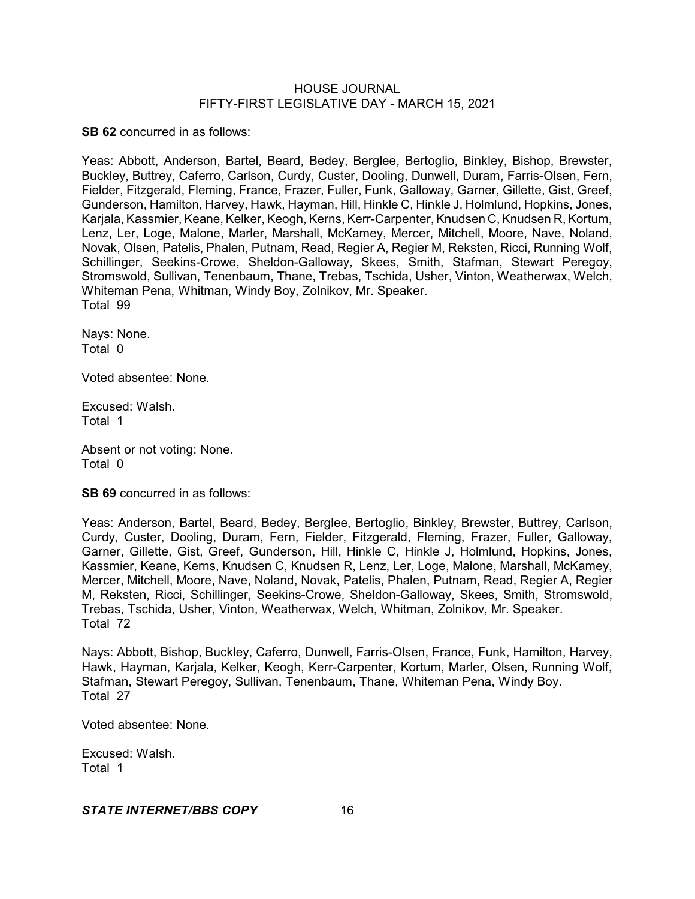**SB 62** concurred in as follows:

Yeas: Abbott, Anderson, Bartel, Beard, Bedey, Berglee, Bertoglio, Binkley, Bishop, Brewster, Buckley, Buttrey, Caferro, Carlson, Curdy, Custer, Dooling, Dunwell, Duram, Farris-Olsen, Fern, Fielder, Fitzgerald, Fleming, France, Frazer, Fuller, Funk, Galloway, Garner, Gillette, Gist, Greef, Gunderson, Hamilton, Harvey, Hawk, Hayman, Hill, Hinkle C, Hinkle J, Holmlund, Hopkins, Jones, Karjala, Kassmier, Keane, Kelker, Keogh, Kerns, Kerr-Carpenter, Knudsen C, Knudsen R, Kortum, Lenz, Ler, Loge, Malone, Marler, Marshall, McKamey, Mercer, Mitchell, Moore, Nave, Noland, Novak, Olsen, Patelis, Phalen, Putnam, Read, Regier A, Regier M, Reksten, Ricci, Running Wolf, Schillinger, Seekins-Crowe, Sheldon-Galloway, Skees, Smith, Stafman, Stewart Peregoy, Stromswold, Sullivan, Tenenbaum, Thane, Trebas, Tschida, Usher, Vinton, Weatherwax, Welch, Whiteman Pena, Whitman, Windy Boy, Zolnikov, Mr. Speaker.
Total 99

Nays: None.
Total 0

Voted absentee: None.

Excused: Walsh.
Total 1

Absent or not voting: None.
Total 0

**SB 69** concurred in as follows:

Yeas: Anderson, Bartel, Beard, Bedey, Berglee, Bertoglio, Binkley, Brewster, Buttrey, Carlson, Curdy, Custer, Dooling, Duram, Fern, Fielder, Fitzgerald, Fleming, Frazer, Fuller, Galloway, Garner, Gillette, Gist, Greef, Gunderson, Hill, Hinkle C, Hinkle J, Holmlund, Hopkins, Jones, Kassmier, Keane, Kerns, Knudsen C, Knudsen R, Lenz, Ler, Loge, Malone, Marshall, McKamey, Mercer, Mitchell, Moore, Nave, Noland, Novak, Patelis, Phalen, Putnam, Read, Regier A, Regier M, Reksten, Ricci, Schillinger, Seekins-Crowe, Sheldon-Galloway, Skees, Smith, Stromswold, Trebas, Tschida, Usher, Vinton, Weatherwax, Welch, Whitman, Zolnikov, Mr. Speaker.
Total 72

Nays: Abbott, Bishop, Buckley, Caferro, Dunwell, Farris-Olsen, France, Funk, Hamilton, Harvey, Hawk, Hayman, Karjala, Kelker, Keogh, Kerr-Carpenter, Kortum, Marler, Olsen, Running Wolf, Stafman, Stewart Peregoy, Sullivan, Tenenbaum, Thane, Whiteman Pena, Windy Boy.
Total 27

Voted absentee: None.

Excused: Walsh.
Total 1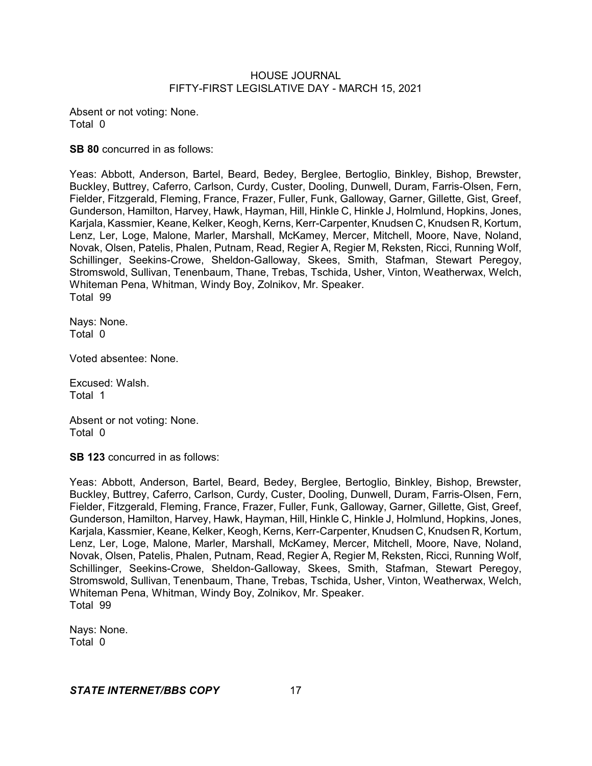Absent or not voting: None.
Total 0

**SB 80** concurred in as follows:

Yeas: Abbott, Anderson, Bartel, Beard, Bedey, Berglee, Bertoglio, Binkley, Bishop, Brewster, Buckley, Buttrey, Caferro, Carlson, Curdy, Custer, Dooling, Dunwell, Duram, Farris-Olsen, Fern, Fielder, Fitzgerald, Fleming, France, Frazer, Fuller, Funk, Galloway, Garner, Gillette, Gist, Greef, Gunderson, Hamilton, Harvey, Hawk, Hayman, Hill, Hinkle C, Hinkle J, Holmlund, Hopkins, Jones, Karjala, Kassmier, Keane, Kelker, Keogh, Kerns, Kerr-Carpenter, Knudsen C, Knudsen R, Kortum, Lenz, Ler, Loge, Malone, Marler, Marshall, McKamey, Mercer, Mitchell, Moore, Nave, Noland, Novak, Olsen, Patelis, Phalen, Putnam, Read, Regier A, Regier M, Reksten, Ricci, Running Wolf, Schillinger, Seekins-Crowe, Sheldon-Galloway, Skees, Smith, Stafman, Stewart Peregoy, Stromswold, Sullivan, Tenenbaum, Thane, Trebas, Tschida, Usher, Vinton, Weatherwax, Welch, Whiteman Pena, Whitman, Windy Boy, Zolnikov, Mr. Speaker.
Total 99

Nays: None.
Total 0

Voted absentee: None.

Excused: Walsh.
Total 1

Absent or not voting: None.
Total 0

**SB 123** concurred in as follows:

Yeas: Abbott, Anderson, Bartel, Beard, Bedey, Berglee, Bertoglio, Binkley, Bishop, Brewster, Buckley, Buttrey, Caferro, Carlson, Curdy, Custer, Dooling, Dunwell, Duram, Farris-Olsen, Fern, Fielder, Fitzgerald, Fleming, France, Frazer, Fuller, Funk, Galloway, Garner, Gillette, Gist, Greef, Gunderson, Hamilton, Harvey, Hawk, Hayman, Hill, Hinkle C, Hinkle J, Holmlund, Hopkins, Jones, Karjala, Kassmier, Keane, Kelker, Keogh, Kerns, Kerr-Carpenter, Knudsen C, Knudsen R, Kortum, Lenz, Ler, Loge, Malone, Marler, Marshall, McKamey, Mercer, Mitchell, Moore, Nave, Noland, Novak, Olsen, Patelis, Phalen, Putnam, Read, Regier A, Regier M, Reksten, Ricci, Running Wolf, Schillinger, Seekins-Crowe, Sheldon-Galloway, Skees, Smith, Stafman, Stewart Peregoy, Stromswold, Sullivan, Tenenbaum, Thane, Trebas, Tschida, Usher, Vinton, Weatherwax, Welch, Whiteman Pena, Whitman, Windy Boy, Zolnikov, Mr. Speaker.
Total 99

Nays: None.
Total 0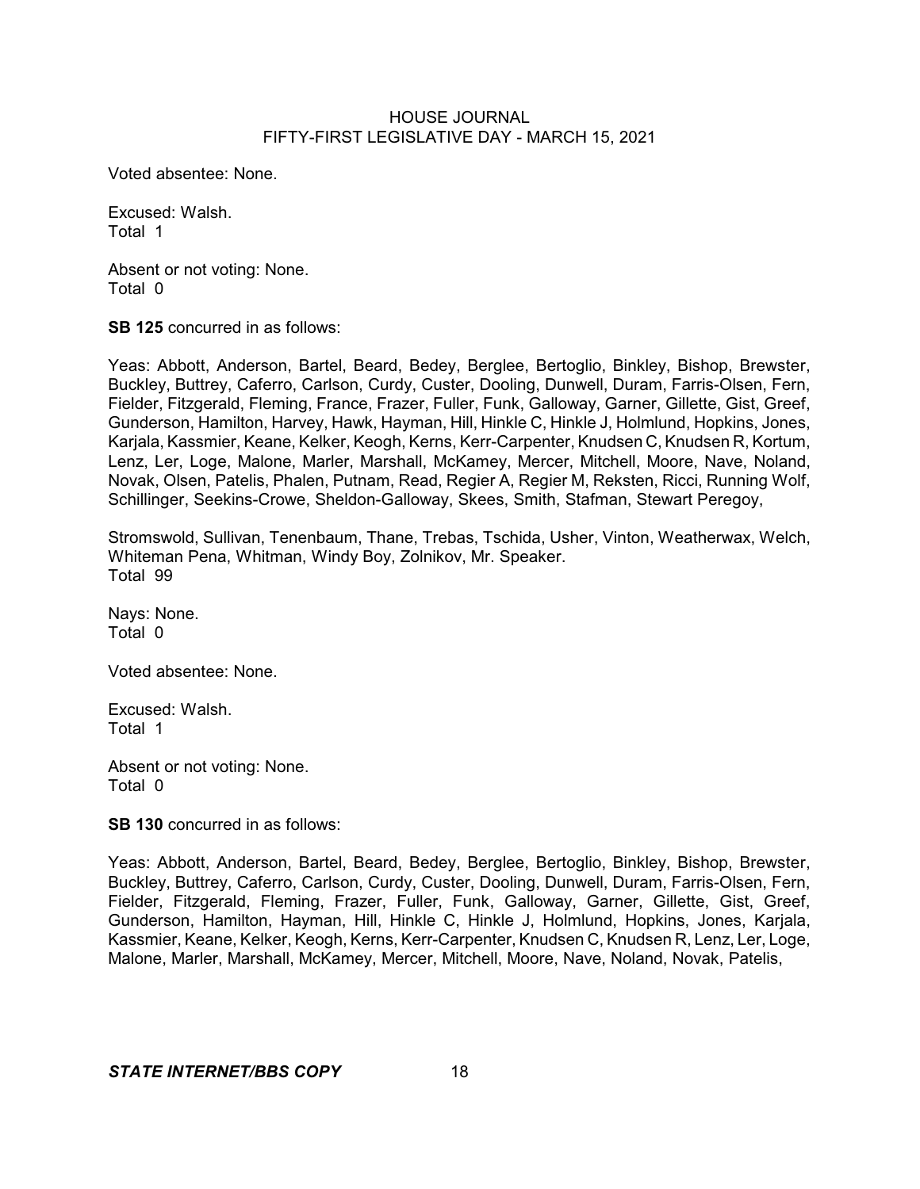Voted absentee: None.

Excused: Walsh.
Total 1

Absent or not voting: None.
Total 0

**SB 125** concurred in as follows:

Yeas: Abbott, Anderson, Bartel, Beard, Bedey, Berglee, Bertoglio, Binkley, Bishop, Brewster, Buckley, Buttrey, Caferro, Carlson, Curdy, Custer, Dooling, Dunwell, Duram, Farris-Olsen, Fern, Fielder, Fitzgerald, Fleming, France, Frazer, Fuller, Funk, Galloway, Garner, Gillette, Gist, Greef, Gunderson, Hamilton, Harvey, Hawk, Hayman, Hill, Hinkle C, Hinkle J, Holmlund, Hopkins, Jones, Karjala, Kassmier, Keane, Kelker, Keogh, Kerns, Kerr-Carpenter, Knudsen C, Knudsen R, Kortum, Lenz, Ler, Loge, Malone, Marler, Marshall, McKamey, Mercer, Mitchell, Moore, Nave, Noland, Novak, Olsen, Patelis, Phalen, Putnam, Read, Regier A, Regier M, Reksten, Ricci, Running Wolf, Schillinger, Seekins-Crowe, Sheldon-Galloway, Skees, Smith, Stafman, Stewart Peregoy, Stromswold, Sullivan, Tenenbaum, Thane, Trebas, Tschida, Usher, Vinton, Weatherwax, Welch, Whiteman Pena, Whitman, Windy Boy, Zolnikov, Mr. Speaker.
Total 99

Nays: None.
Total 0

Voted absentee: None.

Excused: Walsh.
Total 1

Absent or not voting: None.
Total 0

**SB 130** concurred in as follows:

Yeas: Abbott, Anderson, Bartel, Beard, Bedey, Berglee, Bertoglio, Binkley, Bishop, Brewster, Buckley, Buttrey, Caferro, Carlson, Curdy, Custer, Dooling, Dunwell, Duram, Farris-Olsen, Fern, Fielder, Fitzgerald, Fleming, Frazer, Fuller, Funk, Galloway, Garner, Gillette, Gist, Greef, Gunderson, Hamilton, Hayman, Hill, Hinkle C, Hinkle J, Holmlund, Hopkins, Jones, Karjala, Kassmier, Keane, Kelker, Keogh, Kerns, Kerr-Carpenter, Knudsen C, Knudsen R, Lenz, Ler, Loge, Malone, Marler, Marshall, McKamey, Mercer, Mitchell, Moore, Nave, Noland, Novak, Patelis,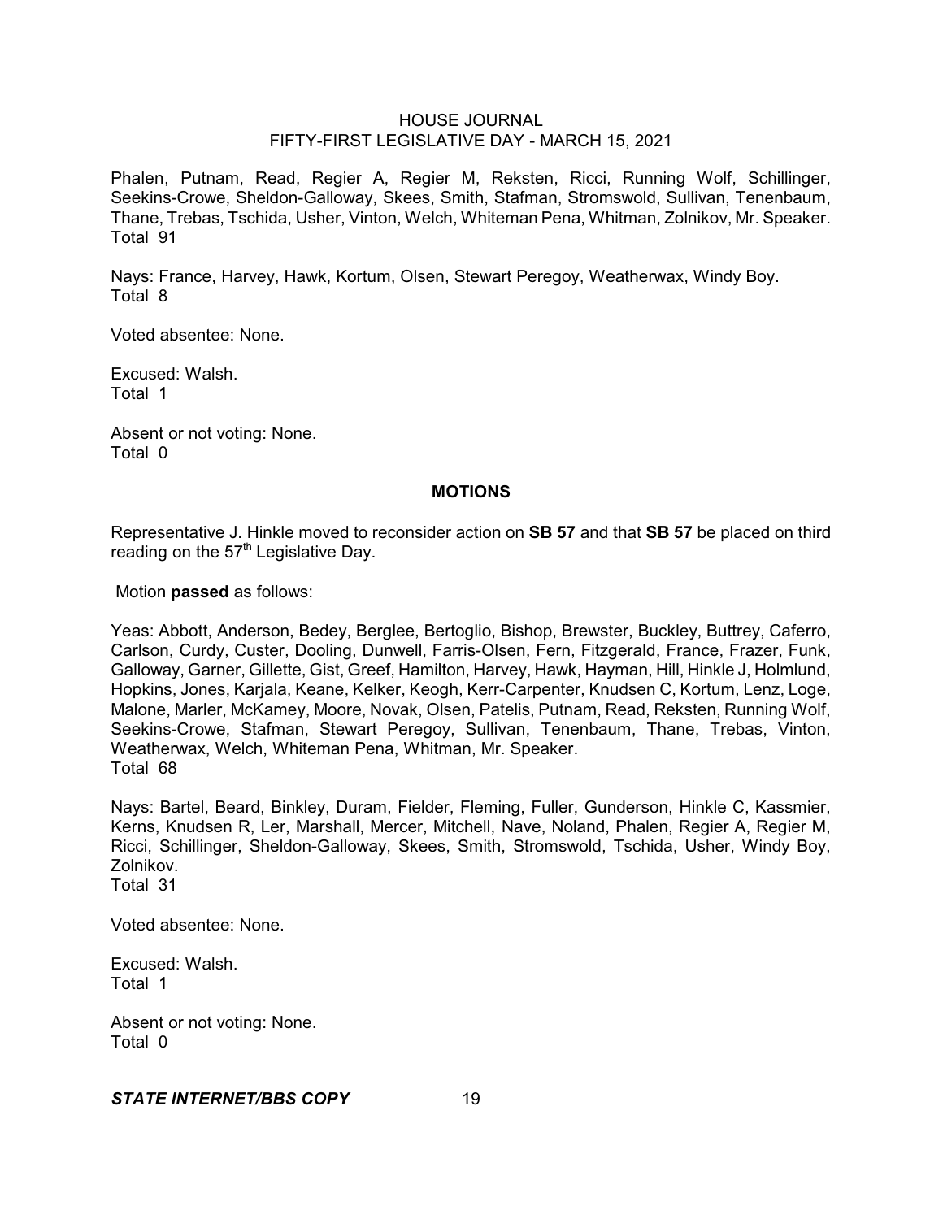Phalen, Putnam, Read, Regier A, Regier M, Reksten, Ricci, Running Wolf, Schillinger, Seekins-Crowe, Sheldon-Galloway, Skees, Smith, Stafman, Stromswold, Sullivan, Tenenbaum, Thane, Trebas, Tschida, Usher, Vinton, Welch, Whiteman Pena, Whitman, Zolnikov, Mr. Speaker.
Total 91

Nays: France, Harvey, Hawk, Kortum, Olsen, Stewart Peregoy, Weatherwax, Windy Boy.
Total 8

Voted absentee: None.

Excused: Walsh.
Total 1

Absent or not voting: None.
Total 0

## MOTIONS

Representative J. Hinkle moved to reconsider action on **SB 57** and that **SB 57** be placed on third reading on the 57th Legislative Day.

Motion **passed** as follows:

Yeas: Abbott, Anderson, Bedey, Berglee, Bertoglio, Bishop, Brewster, Buckley, Buttrey, Caferro, Carlson, Curdy, Custer, Dooling, Dunwell, Farris-Olsen, Fern, Fitzgerald, France, Frazer, Funk, Galloway, Garner, Gillette, Gist, Greef, Hamilton, Harvey, Hawk, Hayman, Hill, Hinkle J, Holmlund, Hopkins, Jones, Karjala, Keane, Kelker, Keogh, Kerr-Carpenter, Knudsen C, Kortum, Lenz, Loge, Malone, Marler, McKamey, Moore, Novak, Olsen, Patelis, Putnam, Read, Reksten, Running Wolf, Seekins-Crowe, Stafman, Stewart Peregoy, Sullivan, Tenenbaum, Thane, Trebas, Vinton, Weatherwax, Welch, Whiteman Pena, Whitman, Mr. Speaker.
Total 68

Nays: Bartel, Beard, Binkley, Duram, Fielder, Fleming, Fuller, Gunderson, Hinkle C, Kassmier, Kerns, Knudsen R, Ler, Marshall, Mercer, Mitchell, Nave, Noland, Phalen, Regier A, Regier M, Ricci, Schillinger, Sheldon-Galloway, Skees, Smith, Stromswold, Tschida, Usher, Windy Boy, Zolnikov.
Total 31

Voted absentee: None.

Excused: Walsh.
Total 1

Absent or not voting: None.
Total 0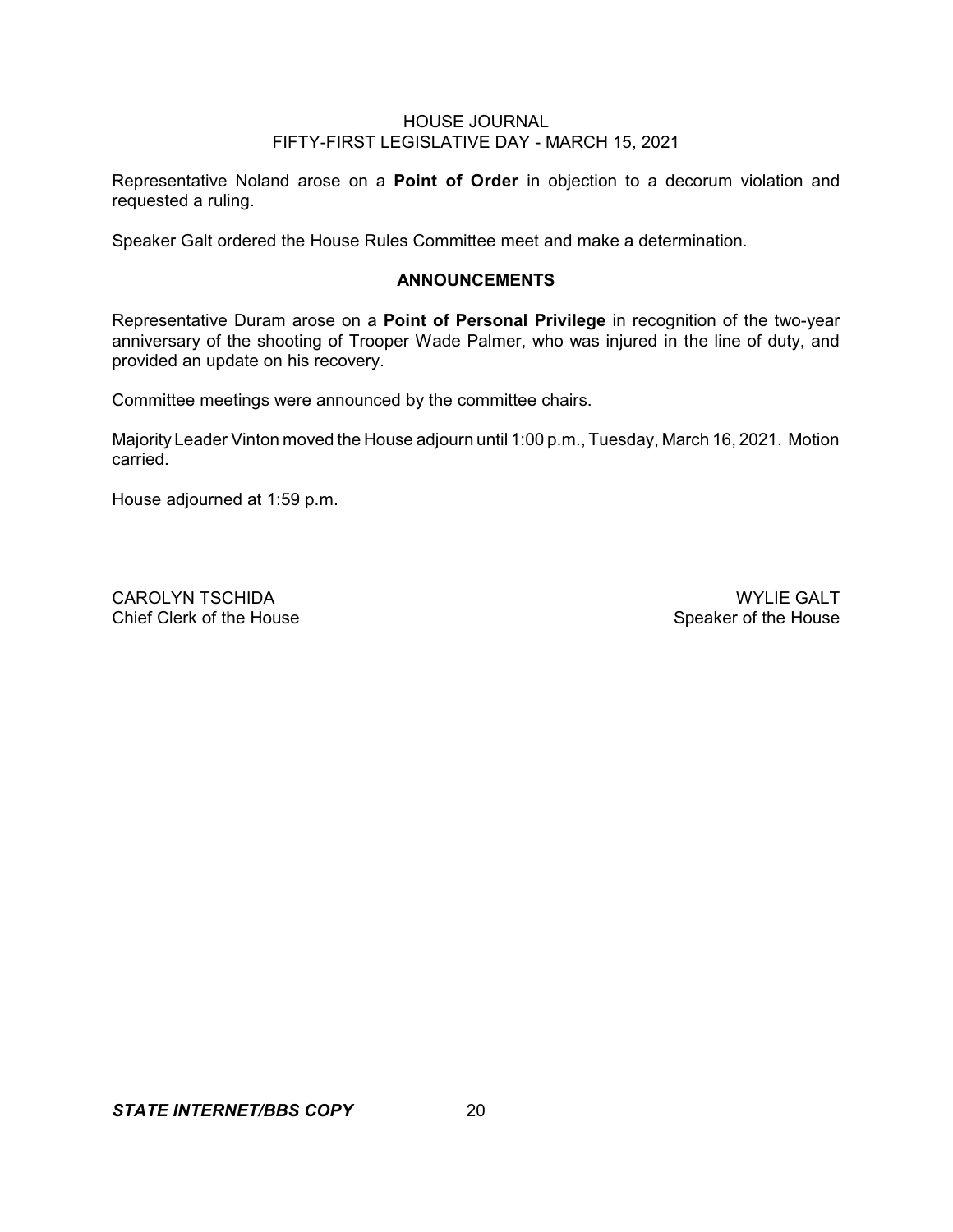Representative Noland arose on a **Point of Order** in objection to a decorum violation and requested a ruling.

Speaker Galt ordered the House Rules Committee meet and make a determination.

## ANNOUNCEMENTS

Representative Duram arose on a **Point of Personal Privilege** in recognition of the two-year anniversary of the shooting of Trooper Wade Palmer, who was injured in the line of duty, and provided an update on his recovery.

Committee meetings were announced by the committee chairs.

Majority Leader Vinton moved the House adjourn until 1:00 p.m., Tuesday, March 16, 2021. Motion carried.

House adjourned at 1:59 p.m.

CAROLYN TSCHIDA
Chief Clerk of the House

WYLIE GALT
Speaker of the House